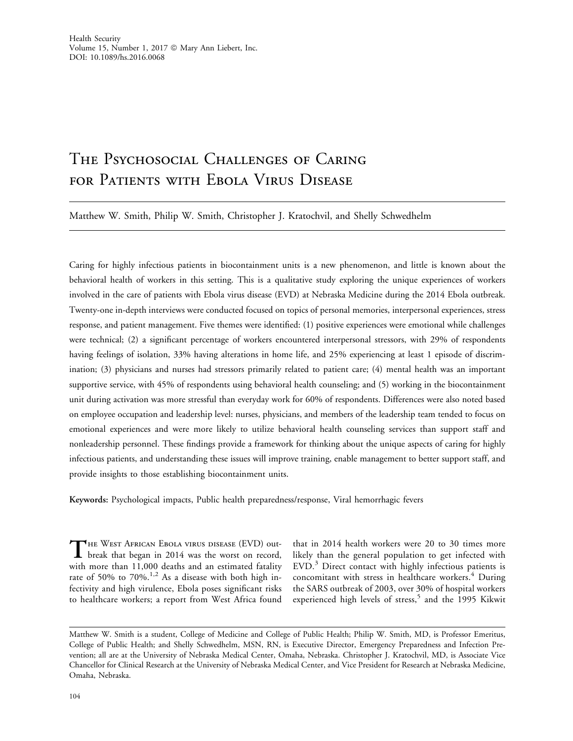# The Psychosocial Challenges of Caring for Patients with Ebola Virus Disease

Matthew W. Smith, Philip W. Smith, Christopher J. Kratochvil, and Shelly Schwedhelm

Caring for highly infectious patients in biocontainment units is a new phenomenon, and little is known about the behavioral health of workers in this setting. This is a qualitative study exploring the unique experiences of workers involved in the care of patients with Ebola virus disease (EVD) at Nebraska Medicine during the 2014 Ebola outbreak. Twenty-one in-depth interviews were conducted focused on topics of personal memories, interpersonal experiences, stress response, and patient management. Five themes were identified: (1) positive experiences were emotional while challenges were technical; (2) a significant percentage of workers encountered interpersonal stressors, with 29% of respondents having feelings of isolation, 33% having alterations in home life, and 25% experiencing at least 1 episode of discrimination; (3) physicians and nurses had stressors primarily related to patient care; (4) mental health was an important supportive service, with 45% of respondents using behavioral health counseling; and (5) working in the biocontainment unit during activation was more stressful than everyday work for 60% of respondents. Differences were also noted based on employee occupation and leadership level: nurses, physicians, and members of the leadership team tended to focus on emotional experiences and were more likely to utilize behavioral health counseling services than support staff and nonleadership personnel. These findings provide a framework for thinking about the unique aspects of caring for highly infectious patients, and understanding these issues will improve training, enable management to better support staff, and provide insights to those establishing biocontainment units.

**Keywords:** Psychological impacts, Public health preparedness/response, Viral hemorrhagic fevers

The West African Ebola virus disease (EVD) outbreak that began in 2014 was the worst on record, with more than 11,000 deaths and an estimated fatality rate of 50% to 70%.[1,2] As a disease with both high infectivity and high virulence, Ebola poses significant risks to healthcare workers; a report from West Africa found that in 2014 health workers were 20 to 30 times more likely than the general population to get infected with EVD.[3] Direct contact with highly infectious patients is concomitant with stress in healthcare workers.[4] During the SARS outbreak of 2003, over 30% of hospital workers experienced high levels of stress,[5] and the 1995 Kikwit

Matthew W. Smith is a student, College of Medicine and College of Public Health; Philip W. Smith, MD, is Professor Emeritus, College of Public Health; and Shelly Schwedhelm, MSN, RN, is Executive Director, Emergency Preparedness and Infection Prevention; all are at the University of Nebraska Medical Center, Omaha, Nebraska. Christopher J. Kratochvil, MD, is Associate Vice Chancellor for Clinical Research at the University of Nebraska Medical Center, and Vice President for Research at Nebraska Medicine, Omaha, Nebraska.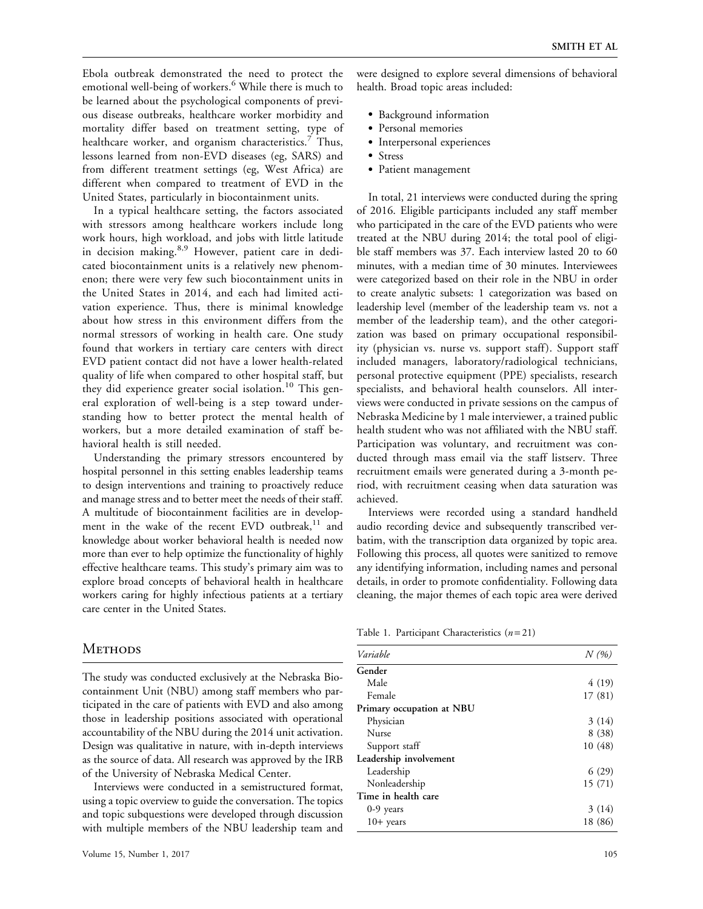Ebola outbreak demonstrated the need to protect the emotional well-being of workers.[6] While there is much to be learned about the psychological components of previous disease outbreaks, healthcare worker morbidity and mortality differ based on treatment setting, type of healthcare worker, and organism characteristics.[7] Thus, lessons learned from non-EVD diseases (eg, SARS) and from different treatment settings (eg, West Africa) are different when compared to treatment of EVD in the United States, particularly in biocontainment units.

In a typical healthcare setting, the factors associated with stressors among healthcare workers include long work hours, high workload, and jobs with little latitude in decision making.[8,9] However, patient care in dedicated biocontainment units is a relatively new phenomenon; there were very few such biocontainment units in the United States in 2014, and each had limited activation experience. Thus, there is minimal knowledge about how stress in this environment differs from the normal stressors of working in health care. One study found that workers in tertiary care centers with direct EVD patient contact did not have a lower health-related quality of life when compared to other hospital staff, but they did experience greater social isolation.[10] This general exploration of well-being is a step toward understanding how to better protect the mental health of workers, but a more detailed examination of staff behavioral health is still needed.

Understanding the primary stressors encountered by hospital personnel in this setting enables leadership teams to design interventions and training to proactively reduce and manage stress and to better meet the needs of their staff. A multitude of biocontainment facilities are in development in the wake of the recent EVD outbreak,[11] and knowledge about worker behavioral health is needed now more than ever to help optimize the functionality of highly effective healthcare teams. This study's primary aim was to explore broad concepts of behavioral health in healthcare workers caring for highly infectious patients at a tertiary care center in the United States.

## Methods

The study was conducted exclusively at the Nebraska Biocontainment Unit (NBU) among staff members who participated in the care of patients with EVD and also among those in leadership positions associated with operational accountability of the NBU during the 2014 unit activation. Design was qualitative in nature, with in-depth interviews as the source of data. All research was approved by the IRB of the University of Nebraska Medical Center.

Interviews were conducted in a semistructured format, using a topic overview to guide the conversation. The topics and topic subquestions were developed through discussion with multiple members of the NBU leadership team and were designed to explore several dimensions of behavioral health. Broad topic areas included:

- Background information
- Personal memories
- Interpersonal experiences
- Stress
- Patient management

In total, 21 interviews were conducted during the spring of 2016. Eligible participants included any staff member who participated in the care of the EVD patients who were treated at the NBU during 2014; the total pool of eligible staff members was 37. Each interview lasted 20 to 60 minutes, with a median time of 30 minutes. Interviewees were categorized based on their role in the NBU in order to create analytic subsets: 1 categorization was based on leadership level (member of the leadership team vs. not a member of the leadership team), and the other categorization was based on primary occupational responsibility (physician vs. nurse vs. support staff). Support staff included managers, laboratory/radiological technicians, personal protective equipment (PPE) specialists, research specialists, and behavioral health counselors. All interviews were conducted in private sessions on the campus of Nebraska Medicine by 1 male interviewer, a trained public health student who was not affiliated with the NBU staff. Participation was voluntary, and recruitment was conducted through mass email via the staff listserv. Three recruitment emails were generated during a 3-month period, with recruitment ceasing when data saturation was achieved.

Interviews were recorded using a standard handheld audio recording device and subsequently transcribed verbatim, with the transcription data organized by topic area. Following this process, all quotes were sanitized to remove any identifying information, including names and personal details, in order to promote confidentiality. Following data cleaning, the major themes of each topic area were derived

Table 1. Participant Characteristics ($n = 21$)

| *Variable* | *N (%)* |
|---|---|
| **Gender** | |
| Male | 4 (19) |
| Female | 17 (81) |
| **Primary occupation at NBU** | |
| Physician | 3 (14) |
| Nurse | 8 (38) |
| Support staff | 10 (48) |
| **Leadership involvement** | |
| Leadership | 6 (29) |
| Nonleadership | 15 (71) |
| **Time in health care** | |
| 0-9 years | 3 (14) |
| 10+ years | 18 (86) |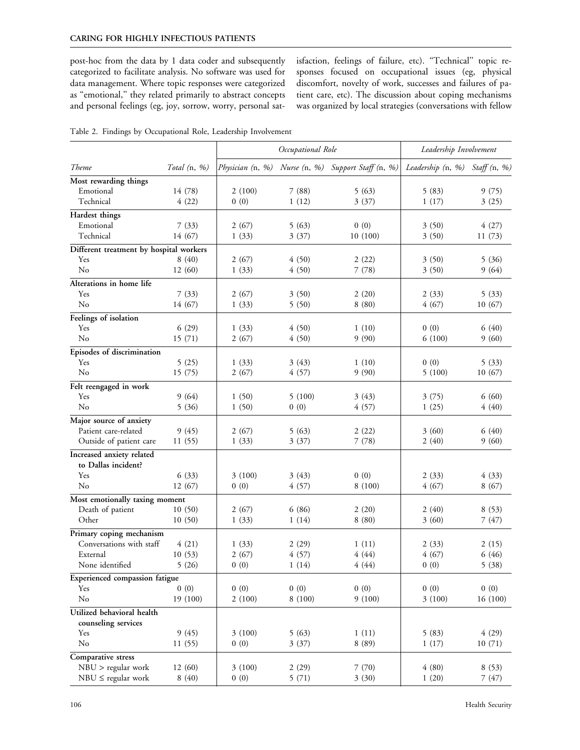post-hoc from the data by 1 data coder and subsequently categorized to facilitate analysis. No software was used for data management. Where topic responses were categorized as "emotional," they related primarily to abstract concepts and personal feelings (eg, joy, sorrow, worry, personal satisfaction, feelings of failure, etc). "Technical" topic responses focused on occupational issues (eg, physical discomfort, novelty of work, successes and failures of patient care, etc). The discussion about coping mechanisms was organized by local strategies (conversations with fellow

Table 2. Findings by Occupational Role, Leadership Involvement

| | | *Occupational Role* | | | *Leadership Involvement* | |
|---|---|---|---|---|---|---|
| *Theme* | *Total* (n, %) | *Physician* (n, %) | *Nurse* (n, %) | *Support Staff* (n, %) | *Leadership* (n, %) | *Staff* (n, %) |
| **Most rewarding things** | | | | | | |
| Emotional | 14 (78) | 2 (100) | 7 (88) | 5 (63) | 5 (83) | 9 (75) |
| Technical | 4 (22) | 0 (0) | 1 (12) | 3 (37) | 1 (17) | 3 (25) |
| **Hardest things** | | | | | | |
| Emotional | 7 (33) | 2 (67) | 5 (63) | 0 (0) | 3 (50) | 4 (27) |
| Technical | 14 (67) | 1 (33) | 3 (37) | 10 (100) | 3 (50) | 11 (73) |
| **Different treatment by hospital workers** | | | | | | |
| Yes | 8 (40) | 2 (67) | 4 (50) | 2 (22) | 3 (50) | 5 (36) |
| No | 12 (60) | 1 (33) | 4 (50) | 7 (78) | 3 (50) | 9 (64) |
| **Alterations in home life** | | | | | | |
| Yes | 7 (33) | 2 (67) | 3 (50) | 2 (20) | 2 (33) | 5 (33) |
| No | 14 (67) | 1 (33) | 5 (50) | 8 (80) | 4 (67) | 10 (67) |
| **Feelings of isolation** | | | | | | |
| Yes | 6 (29) | 1 (33) | 4 (50) | 1 (10) | 0 (0) | 6 (40) |
| No | 15 (71) | 2 (67) | 4 (50) | 9 (90) | 6 (100) | 9 (60) |
| **Episodes of discrimination** | | | | | | |
| Yes | 5 (25) | 1 (33) | 3 (43) | 1 (10) | 0 (0) | 5 (33) |
| No | 15 (75) | 2 (67) | 4 (57) | 9 (90) | 5 (100) | 10 (67) |
| **Felt reengaged in work** | | | | | | |
| Yes | 9 (64) | 1 (50) | 5 (100) | 3 (43) | 3 (75) | 6 (60) |
| No | 5 (36) | 1 (50) | 0 (0) | 4 (57) | 1 (25) | 4 (40) |
| **Major source of anxiety** | | | | | | |
| Patient care-related | 9 (45) | 2 (67) | 5 (63) | 2 (22) | 3 (60) | 6 (40) |
| Outside of patient care | 11 (55) | 1 (33) | 3 (37) | 7 (78) | 2 (40) | 9 (60) |
| **Increased anxiety related to Dallas incident?** | | | | | | |
| Yes | 6 (33) | 3 (100) | 3 (43) | 0 (0) | 2 (33) | 4 (33) |
| No | 12 (67) | 0 (0) | 4 (57) | 8 (100) | 4 (67) | 8 (67) |
| **Most emotionally taxing moment** | | | | | | |
| Death of patient | 10 (50) | 2 (67) | 6 (86) | 2 (20) | 2 (40) | 8 (53) |
| Other | 10 (50) | 1 (33) | 1 (14) | 8 (80) | 3 (60) | 7 (47) |
| **Primary coping mechanism** | | | | | | |
| Conversations with staff | 4 (21) | 1 (33) | 2 (29) | 1 (11) | 2 (33) | 2 (15) |
| External | 10 (53) | 2 (67) | 4 (57) | 4 (44) | 4 (67) | 6 (46) |
| None identified | 5 (26) | 0 (0) | 1 (14) | 4 (44) | 0 (0) | 5 (38) |
| **Experienced compassion fatigue** | | | | | | |
| Yes | 0 (0) | 0 (0) | 0 (0) | 0 (0) | 0 (0) | 0 (0) |
| No | 19 (100) | 2 (100) | 8 (100) | 9 (100) | 3 (100) | 16 (100) |
| **Utilized behavioral health counseling services** | | | | | | |
| Yes | 9 (45) | 3 (100) | 5 (63) | 1 (11) | 5 (83) | 4 (29) |
| No | 11 (55) | 0 (0) | 3 (37) | 8 (89) | 1 (17) | 10 (71) |
| **Comparative stress** | | | | | | |
| NBU > regular work | 12 (60) | 3 (100) | 2 (29) | 7 (70) | 4 (80) | 8 (53) |
| NBU ≤ regular work | 8 (40) | 0 (0) | 5 (71) | 3 (30) | 1 (20) | 7 (47) |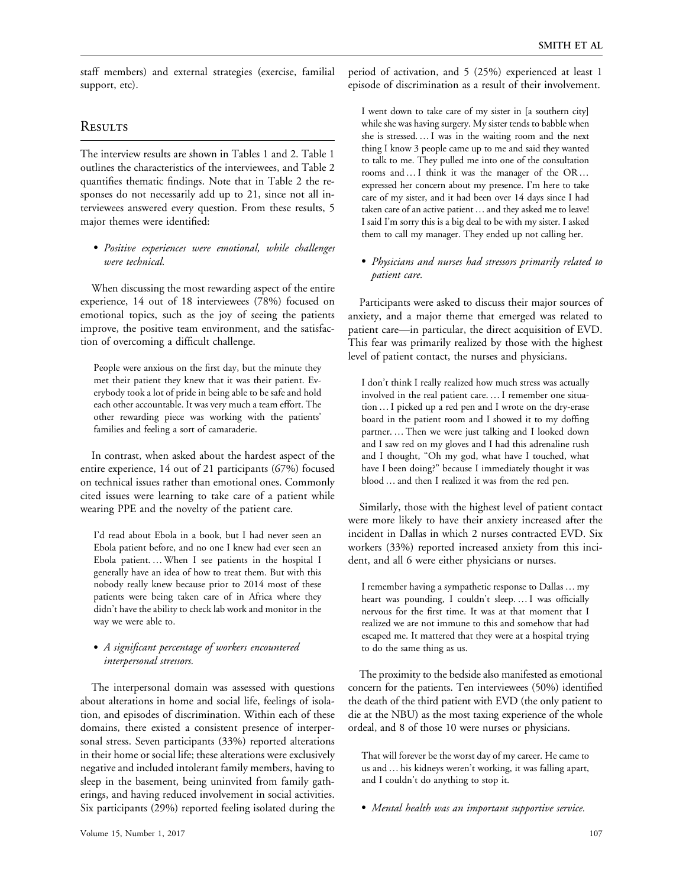staff members) and external strategies (exercise, familial support, etc).

## Results

The interview results are shown in Tables 1 and 2. Table 1 outlines the characteristics of the interviewees, and Table 2 quantifies thematic findings. Note that in Table 2 the responses do not necessarily add up to 21, since not all interviewees answered every question. From these results, 5 major themes were identified:

- *Positive experiences were emotional, while challenges were technical.*

When discussing the most rewarding aspect of the entire experience, 14 out of 18 interviewees (78%) focused on emotional topics, such as the joy of seeing the patients improve, the positive team environment, and the satisfaction of overcoming a difficult challenge.

> People were anxious on the first day, but the minute they met their patient they knew that it was their patient. Everybody took a lot of pride in being able to be safe and hold each other accountable. It was very much a team effort. The other rewarding piece was working with the patients' families and feeling a sort of camaraderie.

In contrast, when asked about the hardest aspect of the entire experience, 14 out of 21 participants (67%) focused on technical issues rather than emotional ones. Commonly cited issues were learning to take care of a patient while wearing PPE and the novelty of the patient care.

> I'd read about Ebola in a book, but I had never seen an Ebola patient before, and no one I knew had ever seen an Ebola patient. … When I see patients in the hospital I generally have an idea of how to treat them. But with this nobody really knew because prior to 2014 most of these patients were being taken care of in Africa where they didn't have the ability to check lab work and monitor in the way we were able to.

- *A significant percentage of workers encountered interpersonal stressors.*

The interpersonal domain was assessed with questions about alterations in home and social life, feelings of isolation, and episodes of discrimination. Within each of these domains, there existed a consistent presence of interpersonal stress. Seven participants (33%) reported alterations in their home or social life; these alterations were exclusively negative and included intolerant family members, having to sleep in the basement, being uninvited from family gatherings, and having reduced involvement in social activities. Six participants (29%) reported feeling isolated during the period of activation, and 5 (25%) experienced at least 1 episode of discrimination as a result of their involvement.

> I went down to take care of my sister in [a southern city] while she was having surgery. My sister tends to babble when she is stressed. … I was in the waiting room and the next thing I know 3 people came up to me and said they wanted to talk to me. They pulled me into one of the consultation rooms and … I think it was the manager of the OR … expressed her concern about my presence. I'm here to take care of my sister, and it had been over 14 days since I had taken care of an active patient … and they asked me to leave! I said I'm sorry this is a big deal to be with my sister. I asked them to call my manager. They ended up not calling her.

- *Physicians and nurses had stressors primarily related to patient care.*

Participants were asked to discuss their major sources of anxiety, and a major theme that emerged was related to patient care—in particular, the direct acquisition of EVD. This fear was primarily realized by those with the highest level of patient contact, the nurses and physicians.

> I don't think I really realized how much stress was actually involved in the real patient care. … I remember one situation … I picked up a red pen and I wrote on the dry-erase board in the patient room and I showed it to my doffing partner. … Then we were just talking and I looked down and I saw red on my gloves and I had this adrenaline rush and I thought, "Oh my god, what have I touched, what have I been doing?" because I immediately thought it was blood … and then I realized it was from the red pen.

Similarly, those with the highest level of patient contact were more likely to have their anxiety increased after the incident in Dallas in which 2 nurses contracted EVD. Six workers (33%) reported increased anxiety from this incident, and all 6 were either physicians or nurses.

> I remember having a sympathetic response to Dallas … my heart was pounding, I couldn't sleep. … I was officially nervous for the first time. It was at that moment that I realized we are not immune to this and somehow that had escaped me. It mattered that they were at a hospital trying to do the same thing as us.

The proximity to the bedside also manifested as emotional concern for the patients. Ten interviewees (50%) identified the death of the third patient with EVD (the only patient to die at the NBU) as the most taxing experience of the whole ordeal, and 8 of those 10 were nurses or physicians.

> That will forever be the worst day of my career. He came to us and … his kidneys weren't working, it was falling apart, and I couldn't do anything to stop it.

- *Mental health was an important supportive service.*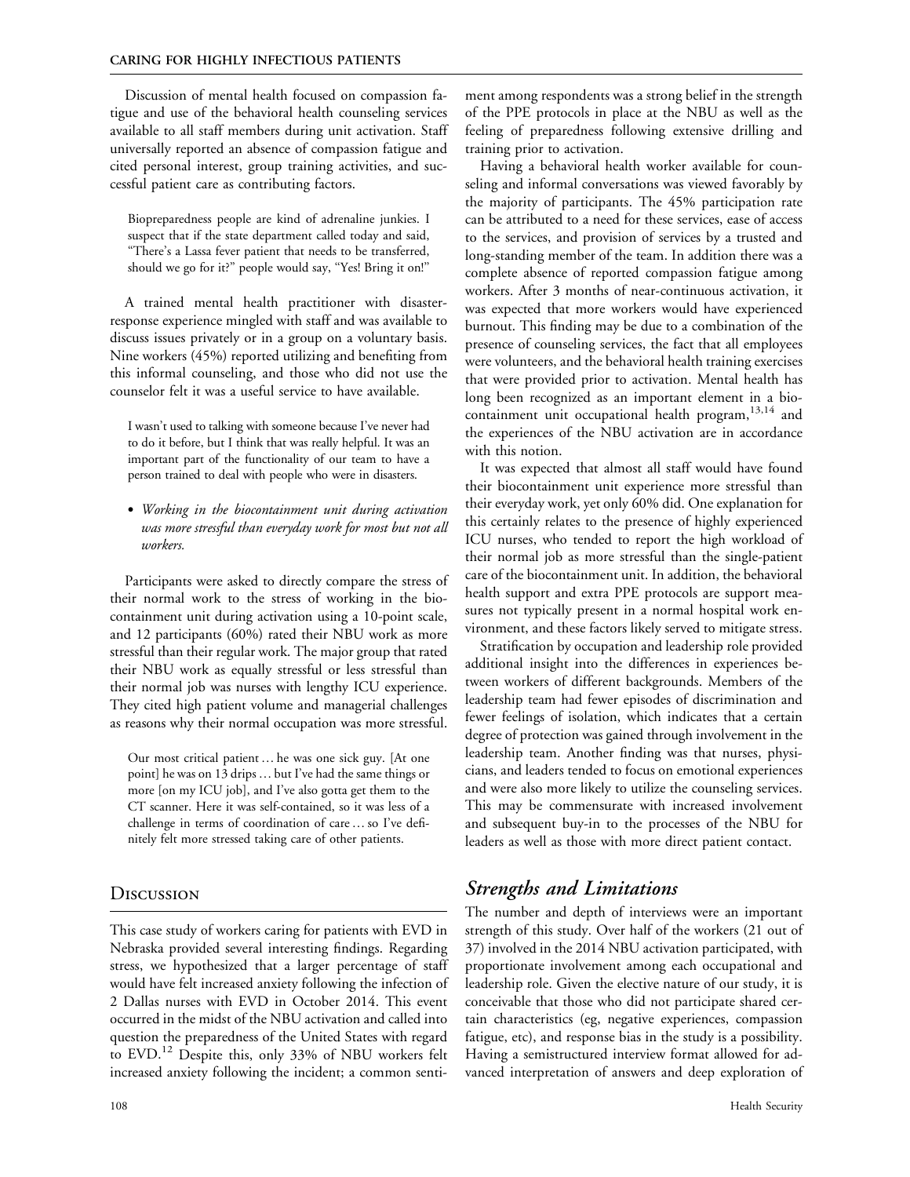Discussion of mental health focused on compassion fatigue and use of the behavioral health counseling services available to all staff members during unit activation. Staff universally reported an absence of compassion fatigue and cited personal interest, group training activities, and successful patient care as contributing factors.

> Biopreparedness people are kind of adrenaline junkies. I suspect that if the state department called today and said, "There's a Lassa fever patient that needs to be transferred, should we go for it?" people would say, "Yes! Bring it on!"

A trained mental health practitioner with disaster-response experience mingled with staff and was available to discuss issues privately or in a group on a voluntary basis. Nine workers (45%) reported utilizing and benefiting from this informal counseling, and those who did not use the counselor felt it was a useful service to have available.

> I wasn't used to talking with someone because I've never had to do it before, but I think that was really helpful. It was an important part of the functionality of our team to have a person trained to deal with people who were in disasters.

- *Working in the biocontainment unit during activation was more stressful than everyday work for most but not all workers.*

Participants were asked to directly compare the stress of their normal work to the stress of working in the biocontainment unit during activation using a 10-point scale, and 12 participants (60%) rated their NBU work as more stressful than their regular work. The major group that rated their NBU work as equally stressful or less stressful than their normal job was nurses with lengthy ICU experience. They cited high patient volume and managerial challenges as reasons why their normal occupation was more stressful.

> Our most critical patient … he was one sick guy. [At one point] he was on 13 drips … but I've had the same things or more [on my ICU job], and I've also gotta get them to the CT scanner. Here it was self-contained, so it was less of a challenge in terms of coordination of care … so I've definitely felt more stressed taking care of other patients.

## Discussion

This case study of workers caring for patients with EVD in Nebraska provided several interesting findings. Regarding stress, we hypothesized that a larger percentage of staff would have felt increased anxiety following the infection of 2 Dallas nurses with EVD in October 2014. This event occurred in the midst of the NBU activation and called into question the preparedness of the United States with regard to EVD.[12] Despite this, only 33% of NBU workers felt increased anxiety following the incident; a common sentiment among respondents was a strong belief in the strength of the PPE protocols in place at the NBU as well as the feeling of preparedness following extensive drilling and training prior to activation.

Having a behavioral health worker available for counseling and informal conversations was viewed favorably by the majority of participants. The 45% participation rate can be attributed to a need for these services, ease of access to the services, and provision of services by a trusted and long-standing member of the team. In addition there was a complete absence of reported compassion fatigue among workers. After 3 months of near-continuous activation, it was expected that more workers would have experienced burnout. This finding may be due to a combination of the presence of counseling services, the fact that all employees were volunteers, and the behavioral health training exercises that were provided prior to activation. Mental health has long been recognized as an important element in a biocontainment unit occupational health program,[13,14] and the experiences of the NBU activation are in accordance with this notion.

It was expected that almost all staff would have found their biocontainment unit experience more stressful than their everyday work, yet only 60% did. One explanation for this certainly relates to the presence of highly experienced ICU nurses, who tended to report the high workload of their normal job as more stressful than the single-patient care of the biocontainment unit. In addition, the behavioral health support and extra PPE protocols are support measures not typically present in a normal hospital work environment, and these factors likely served to mitigate stress.

Stratification by occupation and leadership role provided additional insight into the differences in experiences between workers of different backgrounds. Members of the leadership team had fewer episodes of discrimination and fewer feelings of isolation, which indicates that a certain degree of protection was gained through involvement in the leadership team. Another finding was that nurses, physicians, and leaders tended to focus on emotional experiences and were also more likely to utilize the counseling services. This may be commensurate with increased involvement and subsequent buy-in to the processes of the NBU for leaders as well as those with more direct patient contact.

## Strengths and Limitations

The number and depth of interviews were an important strength of this study. Over half of the workers (21 out of 37) involved in the 2014 NBU activation participated, with proportionate involvement among each occupational and leadership role. Given the elective nature of our study, it is conceivable that those who did not participate shared certain characteristics (eg, negative experiences, compassion fatigue, etc), and response bias in the study is a possibility. Having a semistructured interview format allowed for advanced interpretation of answers and deep exploration of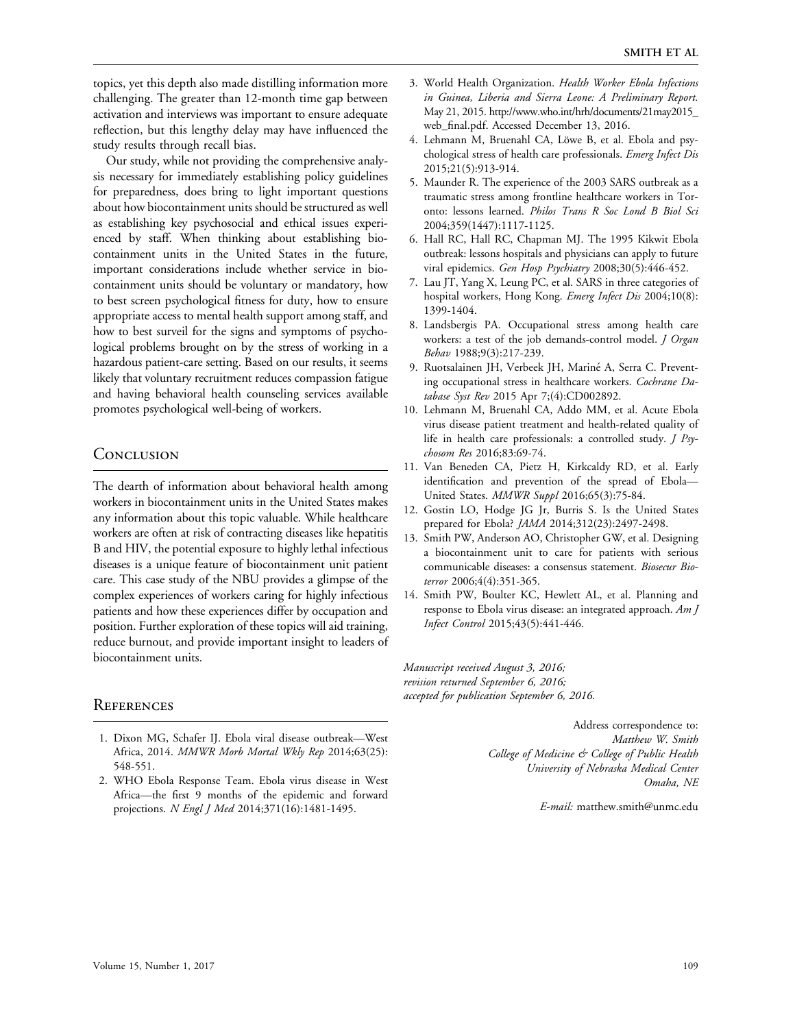topics, yet this depth also made distilling information more challenging. The greater than 12-month time gap between activation and interviews was important to ensure adequate reflection, but this lengthy delay may have influenced the study results through recall bias.

Our study, while not providing the comprehensive analysis necessary for immediately establishing policy guidelines for preparedness, does bring to light important questions about how biocontainment units should be structured as well as establishing key psychosocial and ethical issues experienced by staff. When thinking about establishing biocontainment units in the United States in the future, important considerations include whether service in biocontainment units should be voluntary or mandatory, how to best screen psychological fitness for duty, how to ensure appropriate access to mental health support among staff, and how to best surveil for the signs and symptoms of psychological problems brought on by the stress of working in a hazardous patient-care setting. Based on our results, it seems likely that voluntary recruitment reduces compassion fatigue and having behavioral health counseling services available promotes psychological well-being of workers.

## Conclusion

The dearth of information about behavioral health among workers in biocontainment units in the United States makes any information about this topic valuable. While healthcare workers are often at risk of contracting diseases like hepatitis B and HIV, the potential exposure to highly lethal infectious diseases is a unique feature of biocontainment unit patient care. This case study of the NBU provides a glimpse of the complex experiences of workers caring for highly infectious patients and how these experiences differ by occupation and position. Further exploration of these topics will aid training, reduce burnout, and provide important insight to leaders of biocontainment units.

## References

1. Dixon MG, Schafer IJ. Ebola viral disease outbreak—West Africa, 2014. *MMWR Morb Mortal Wkly Rep* 2014;63(25): 548-551.
2. WHO Ebola Response Team. Ebola virus disease in West Africa—the first 9 months of the epidemic and forward projections. *N Engl J Med* 2014;371(16):1481-1495.
3. World Health Organization. *Health Worker Ebola Infections in Guinea, Liberia and Sierra Leone: A Preliminary Report.* May 21, 2015. http://www.who.int/hrh/documents/21may2015_web_final.pdf. Accessed December 13, 2016.
4. Lehmann M, Bruenahl CA, Löwe B, et al. Ebola and psychological stress of health care professionals. *Emerg Infect Dis* 2015;21(5):913-914.
5. Maunder R. The experience of the 2003 SARS outbreak as a traumatic stress among frontline healthcare workers in Toronto: lessons learned. *Philos Trans R Soc Lond B Biol Sci* 2004;359(1447):1117-1125.
6. Hall RC, Hall RC, Chapman MJ. The 1995 Kikwit Ebola outbreak: lessons hospitals and physicians can apply to future viral epidemics. *Gen Hosp Psychiatry* 2008;30(5):446-452.
7. Lau JT, Yang X, Leung PC, et al. SARS in three categories of hospital workers, Hong Kong. *Emerg Infect Dis* 2004;10(8): 1399-1404.
8. Landsbergis PA. Occupational stress among health care workers: a test of the job demands-control model. *J Organ Behav* 1988;9(3):217-239.
9. Ruotsalainen JH, Verbeek JH, Mariné A, Serra C. Preventing occupational stress in healthcare workers. *Cochrane Database Syst Rev* 2015 Apr 7;(4):CD002892.
10. Lehmann M, Bruenahl CA, Addo MM, et al. Acute Ebola virus disease patient treatment and health-related quality of life in health care professionals: a controlled study. *J Psychosom Res* 2016;83:69-74.
11. Van Beneden CA, Pietz H, Kirkcaldy RD, et al. Early identification and prevention of the spread of Ebola—United States. *MMWR Suppl* 2016;65(3):75-84.
12. Gostin LO, Hodge JG Jr, Burris S. Is the United States prepared for Ebola? *JAMA* 2014;312(23):2497-2498.
13. Smith PW, Anderson AO, Christopher GW, et al. Designing a biocontainment unit to care for patients with serious communicable diseases: a consensus statement. *Biosecur Bioterror* 2006;4(4):351-365.
14. Smith PW, Boulter KC, Hewlett AL, et al. Planning and response to Ebola virus disease: an integrated approach. *Am J Infect Control* 2015;43(5):441-446.

*Manuscript received August 3, 2016;*
*revision returned September 6, 2016;*
*accepted for publication September 6, 2016.*

Address correspondence to:
*Matthew W. Smith*
*College of Medicine & College of Public Health*
*University of Nebraska Medical Center*
*Omaha, NE*

*E-mail:* matthew.smith@unmc.edu